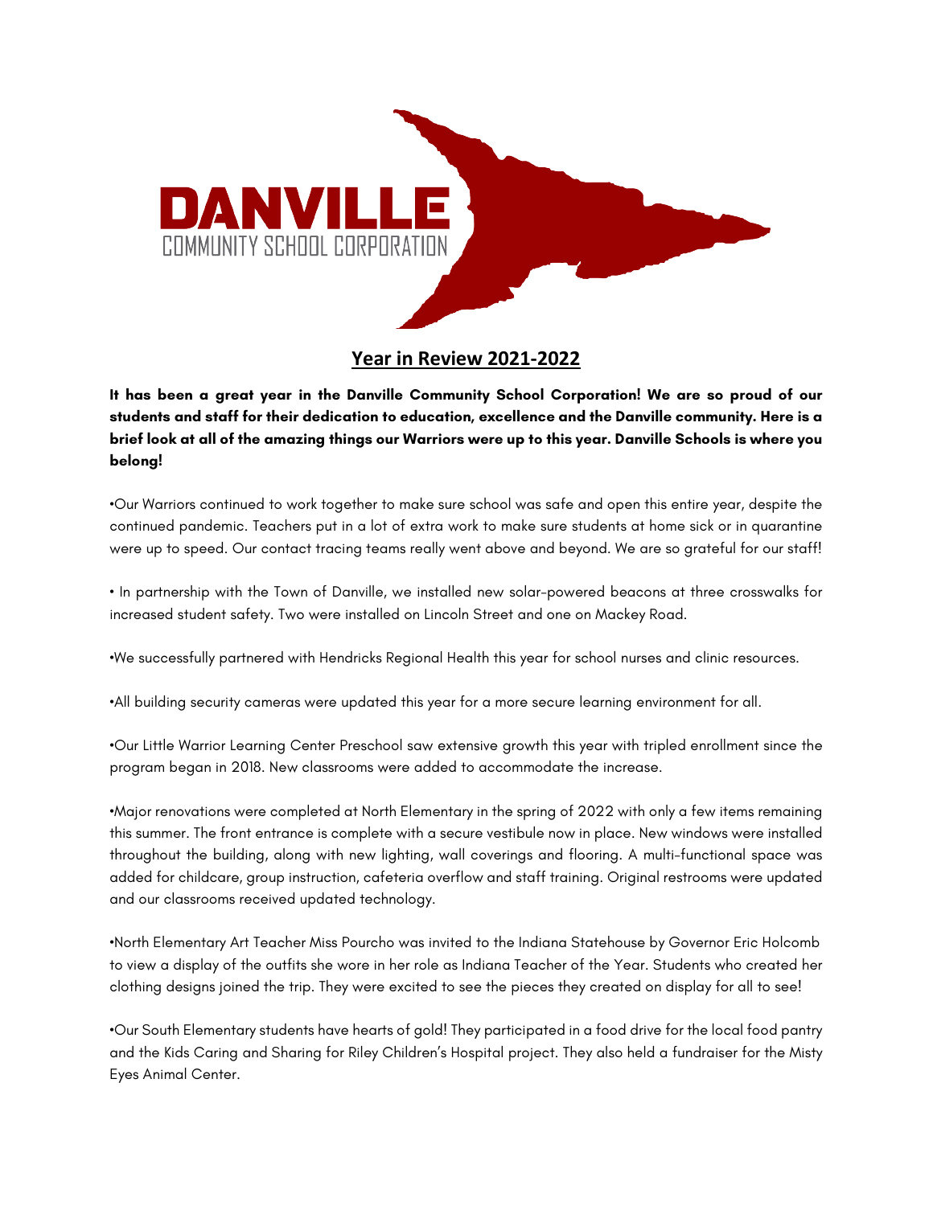DANVILLE
COMMUNITY SCHOOL CORPORATION

# Year in Review 2021-2022

**It has been a great year in the Danville Community School Corporation! We are so proud of our students and staff for their dedication to education, excellence and the Danville community. Here is a brief look at all of the amazing things our Warriors were up to this year. Danville Schools is where you belong!**

•Our Warriors continued to work together to make sure school was safe and open this entire year, despite the continued pandemic. Teachers put in a lot of extra work to make sure students at home sick or in quarantine were up to speed. Our contact tracing teams really went above and beyond. We are so grateful for our staff!

• In partnership with the Town of Danville, we installed new solar-powered beacons at three crosswalks for increased student safety. Two were installed on Lincoln Street and one on Mackey Road.

•We successfully partnered with Hendricks Regional Health this year for school nurses and clinic resources.

•All building security cameras were updated this year for a more secure learning environment for all.

•Our Little Warrior Learning Center Preschool saw extensive growth this year with tripled enrollment since the program began in 2018. New classrooms were added to accommodate the increase.

•Major renovations were completed at North Elementary in the spring of 2022 with only a few items remaining this summer. The front entrance is complete with a secure vestibule now in place. New windows were installed throughout the building, along with new lighting, wall coverings and flooring. A multi-functional space was added for childcare, group instruction, cafeteria overflow and staff training. Original restrooms were updated and our classrooms received updated technology.

•North Elementary Art Teacher Miss Pourcho was invited to the Indiana Statehouse by Governor Eric Holcomb to view a display of the outfits she wore in her role as Indiana Teacher of the Year. Students who created her clothing designs joined the trip. They were excited to see the pieces they created on display for all to see!

•Our South Elementary students have hearts of gold! They participated in a food drive for the local food pantry and the Kids Caring and Sharing for Riley Children's Hospital project. They also held a fundraiser for the Misty Eyes Animal Center.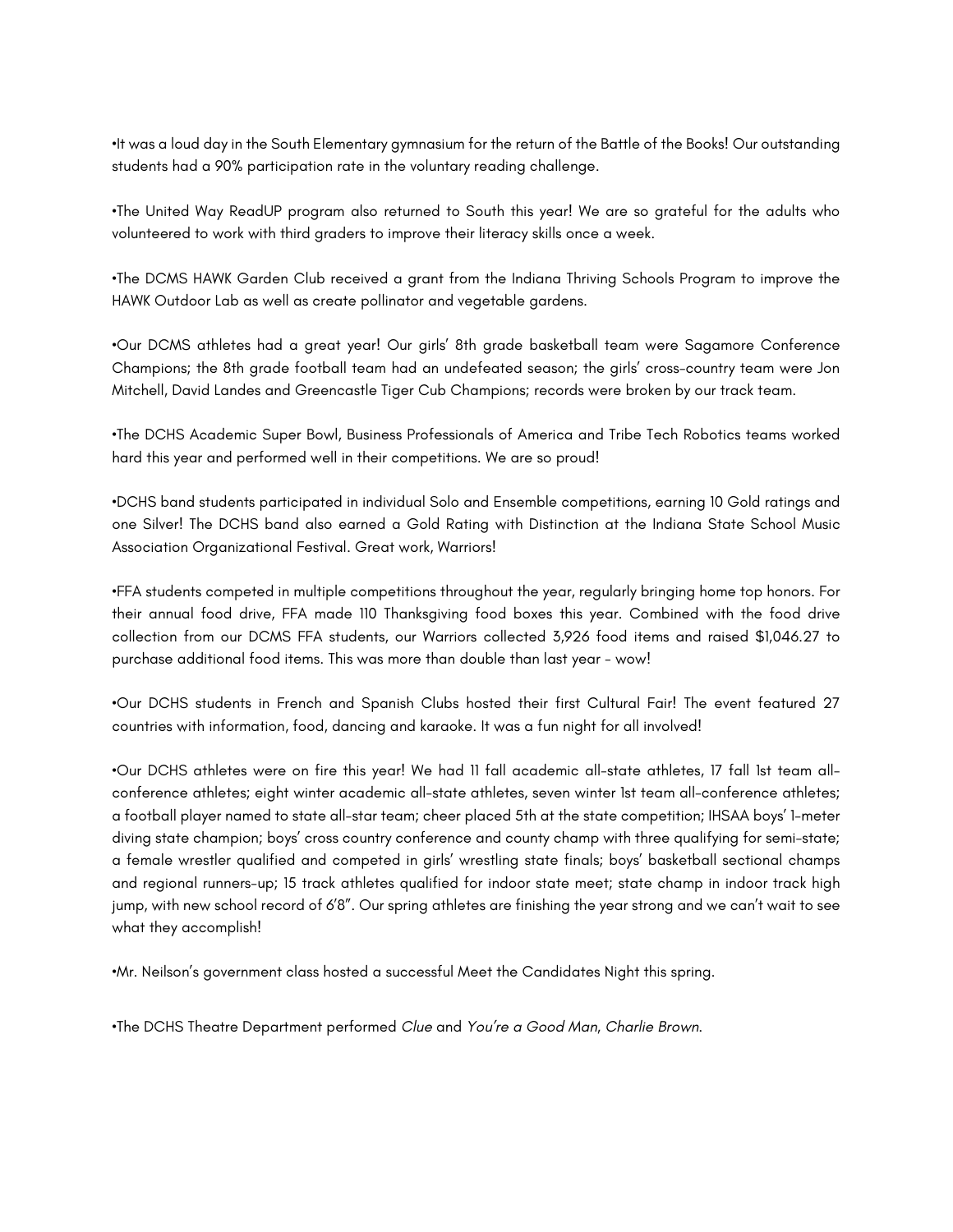•It was a loud day in the South Elementary gymnasium for the return of the Battle of the Books! Our outstanding students had a 90% participation rate in the voluntary reading challenge.

•The United Way ReadUP program also returned to South this year! We are so grateful for the adults who volunteered to work with third graders to improve their literacy skills once a week.

•The DCMS HAWK Garden Club received a grant from the Indiana Thriving Schools Program to improve the HAWK Outdoor Lab as well as create pollinator and vegetable gardens.

•Our DCMS athletes had a great year! Our girls' 8th grade basketball team were Sagamore Conference Champions; the 8th grade football team had an undefeated season; the girls' cross-country team were Jon Mitchell, David Landes and Greencastle Tiger Cub Champions; records were broken by our track team.

•The DCHS Academic Super Bowl, Business Professionals of America and Tribe Tech Robotics teams worked hard this year and performed well in their competitions. We are so proud!

•DCHS band students participated in individual Solo and Ensemble competitions, earning 10 Gold ratings and one Silver! The DCHS band also earned a Gold Rating with Distinction at the Indiana State School Music Association Organizational Festival. Great work, Warriors!

•FFA students competed in multiple competitions throughout the year, regularly bringing home top honors. For their annual food drive, FFA made 110 Thanksgiving food boxes this year. Combined with the food drive collection from our DCMS FFA students, our Warriors collected 3,926 food items and raised $1,046.27 to purchase additional food items. This was more than double than last year - wow!

•Our DCHS students in French and Spanish Clubs hosted their first Cultural Fair! The event featured 27 countries with information, food, dancing and karaoke. It was a fun night for all involved!

•Our DCHS athletes were on fire this year! We had 11 fall academic all-state athletes, 17 fall 1st team all-conference athletes; eight winter academic all-state athletes, seven winter 1st team all-conference athletes; a football player named to state all-star team; cheer placed 5th at the state competition; IHSAA boys' 1-meter diving state champion; boys' cross country conference and county champ with three qualifying for semi-state; a female wrestler qualified and competed in girls' wrestling state finals; boys' basketball sectional champs and regional runners-up; 15 track athletes qualified for indoor state meet; state champ in indoor track high jump, with new school record of 6'8". Our spring athletes are finishing the year strong and we can't wait to see what they accomplish!

•Mr. Neilson's government class hosted a successful Meet the Candidates Night this spring.

•The DCHS Theatre Department performed *Clue* and *You're a Good Man, Charlie Brown*.